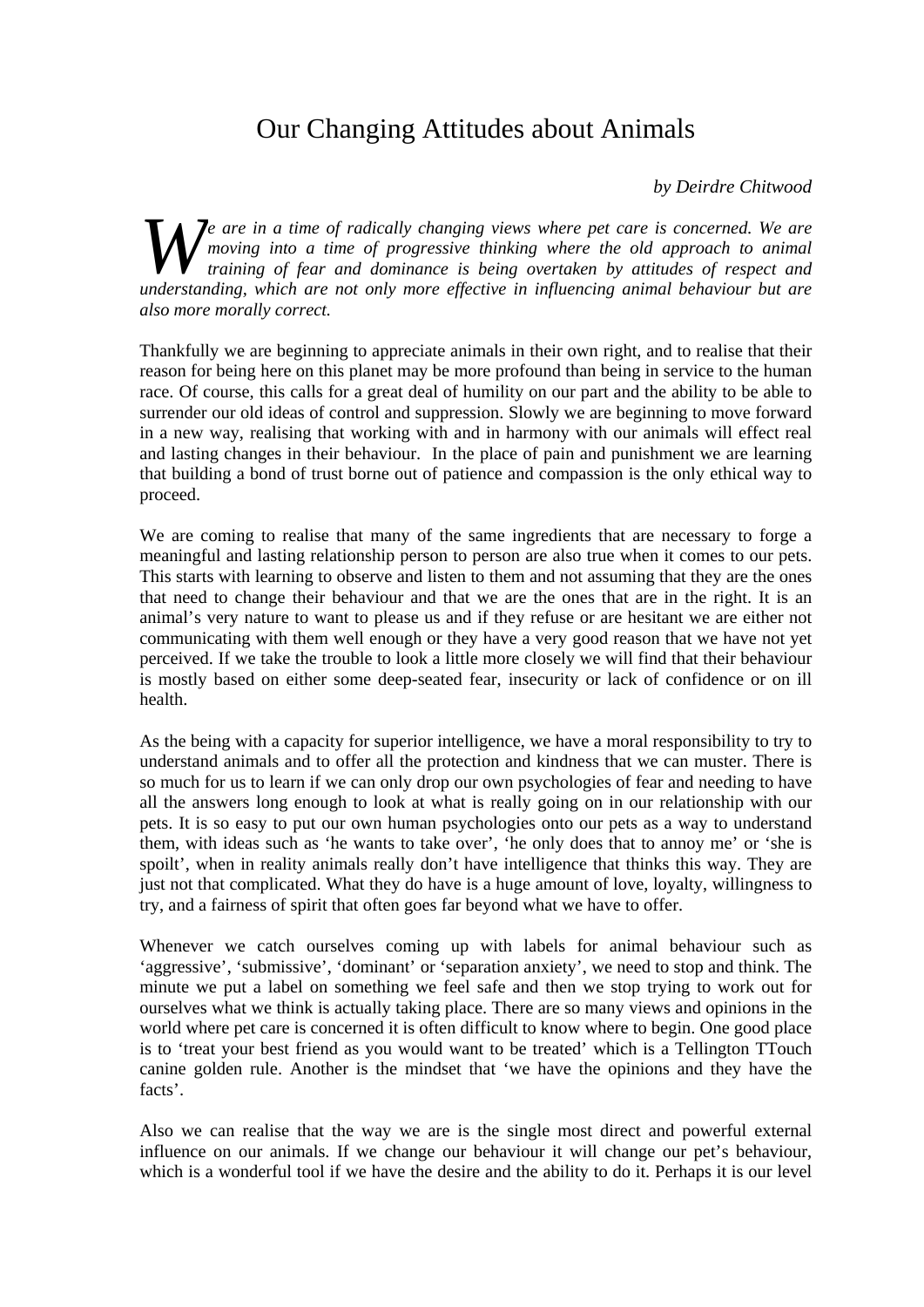# Our Changing Attitudes about Animals

*by Deirdre Chitwood*

*We are in a time of radically changing views where pet care is concerned. We are moving into a time of progressive thinking where the old approach to animal training of fear and dominance is being overtaken by attitudes of respect and understanding, which are not only more effective in influencing animal behaviour but are also more morally correct.*

Thankfully we are beginning to appreciate animals in their own right, and to realise that their reason for being here on this planet may be more profound than being in service to the human race. Of course, this calls for a great deal of humility on our part and the ability to be able to surrender our old ideas of control and suppression. Slowly we are beginning to move forward in a new way, realising that working with and in harmony with our animals will effect real and lasting changes in their behaviour. In the place of pain and punishment we are learning that building a bond of trust borne out of patience and compassion is the only ethical way to proceed.

We are coming to realise that many of the same ingredients that are necessary to forge a meaningful and lasting relationship person to person are also true when it comes to our pets. This starts with learning to observe and listen to them and not assuming that they are the ones that need to change their behaviour and that we are the ones that are in the right. It is an animal's very nature to want to please us and if they refuse or are hesitant we are either not communicating with them well enough or they have a very good reason that we have not yet perceived. If we take the trouble to look a little more closely we will find that their behaviour is mostly based on either some deep-seated fear, insecurity or lack of confidence or on ill health.

As the being with a capacity for superior intelligence, we have a moral responsibility to try to understand animals and to offer all the protection and kindness that we can muster. There is so much for us to learn if we can only drop our own psychologies of fear and needing to have all the answers long enough to look at what is really going on in our relationship with our pets. It is so easy to put our own human psychologies onto our pets as a way to understand them, with ideas such as 'he wants to take over', 'he only does that to annoy me' or 'she is spoilt', when in reality animals really don't have intelligence that thinks this way. They are just not that complicated. What they do have is a huge amount of love, loyalty, willingness to try, and a fairness of spirit that often goes far beyond what we have to offer.

Whenever we catch ourselves coming up with labels for animal behaviour such as 'aggressive', 'submissive', 'dominant' or 'separation anxiety', we need to stop and think. The minute we put a label on something we feel safe and then we stop trying to work out for ourselves what we think is actually taking place. There are so many views and opinions in the world where pet care is concerned it is often difficult to know where to begin. One good place is to 'treat your best friend as you would want to be treated' which is a Tellington TTouch canine golden rule. Another is the mindset that 'we have the opinions and they have the facts'.

Also we can realise that the way we are is the single most direct and powerful external influence on our animals. If we change our behaviour it will change our pet's behaviour, which is a wonderful tool if we have the desire and the ability to do it. Perhaps it is our level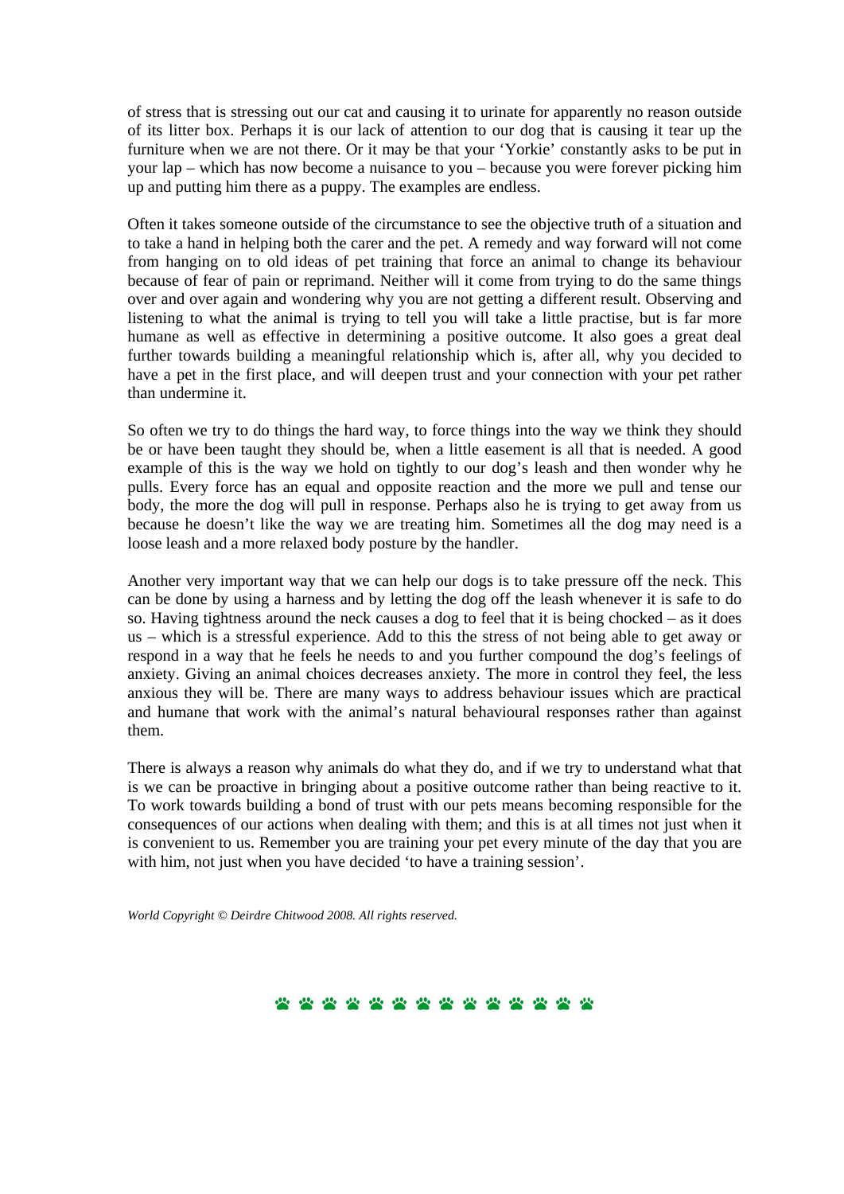of stress that is stressing out our cat and causing it to urinate for apparently no reason outside of its litter box. Perhaps it is our lack of attention to our dog that is causing it tear up the furniture when we are not there. Or it may be that your 'Yorkie' constantly asks to be put in your lap – which has now become a nuisance to you – because you were forever picking him up and putting him there as a puppy. The examples are endless.

Often it takes someone outside of the circumstance to see the objective truth of a situation and to take a hand in helping both the carer and the pet. A remedy and way forward will not come from hanging on to old ideas of pet training that force an animal to change its behaviour because of fear of pain or reprimand. Neither will it come from trying to do the same things over and over again and wondering why you are not getting a different result. Observing and listening to what the animal is trying to tell you will take a little practise, but is far more humane as well as effective in determining a positive outcome. It also goes a great deal further towards building a meaningful relationship which is, after all, why you decided to have a pet in the first place, and will deepen trust and your connection with your pet rather than undermine it.

So often we try to do things the hard way, to force things into the way we think they should be or have been taught they should be, when a little easement is all that is needed. A good example of this is the way we hold on tightly to our dog's leash and then wonder why he pulls. Every force has an equal and opposite reaction and the more we pull and tense our body, the more the dog will pull in response. Perhaps also he is trying to get away from us because he doesn't like the way we are treating him. Sometimes all the dog may need is a loose leash and a more relaxed body posture by the handler.

Another very important way that we can help our dogs is to take pressure off the neck. This can be done by using a harness and by letting the dog off the leash whenever it is safe to do so. Having tightness around the neck causes a dog to feel that it is being chocked – as it does us – which is a stressful experience. Add to this the stress of not being able to get away or respond in a way that he feels he needs to and you further compound the dog's feelings of anxiety. Giving an animal choices decreases anxiety. The more in control they feel, the less anxious they will be. There are many ways to address behaviour issues which are practical and humane that work with the animal's natural behavioural responses rather than against them.

There is always a reason why animals do what they do, and if we try to understand what that is we can be proactive in bringing about a positive outcome rather than being reactive to it. To work towards building a bond of trust with our pets means becoming responsible for the consequences of our actions when dealing with them; and this is at all times not just when it is convenient to us. Remember you are training your pet every minute of the day that you are with him, not just when you have decided 'to have a training session'.

*World Copyright © Deirdre Chitwood 2008. All rights reserved.*